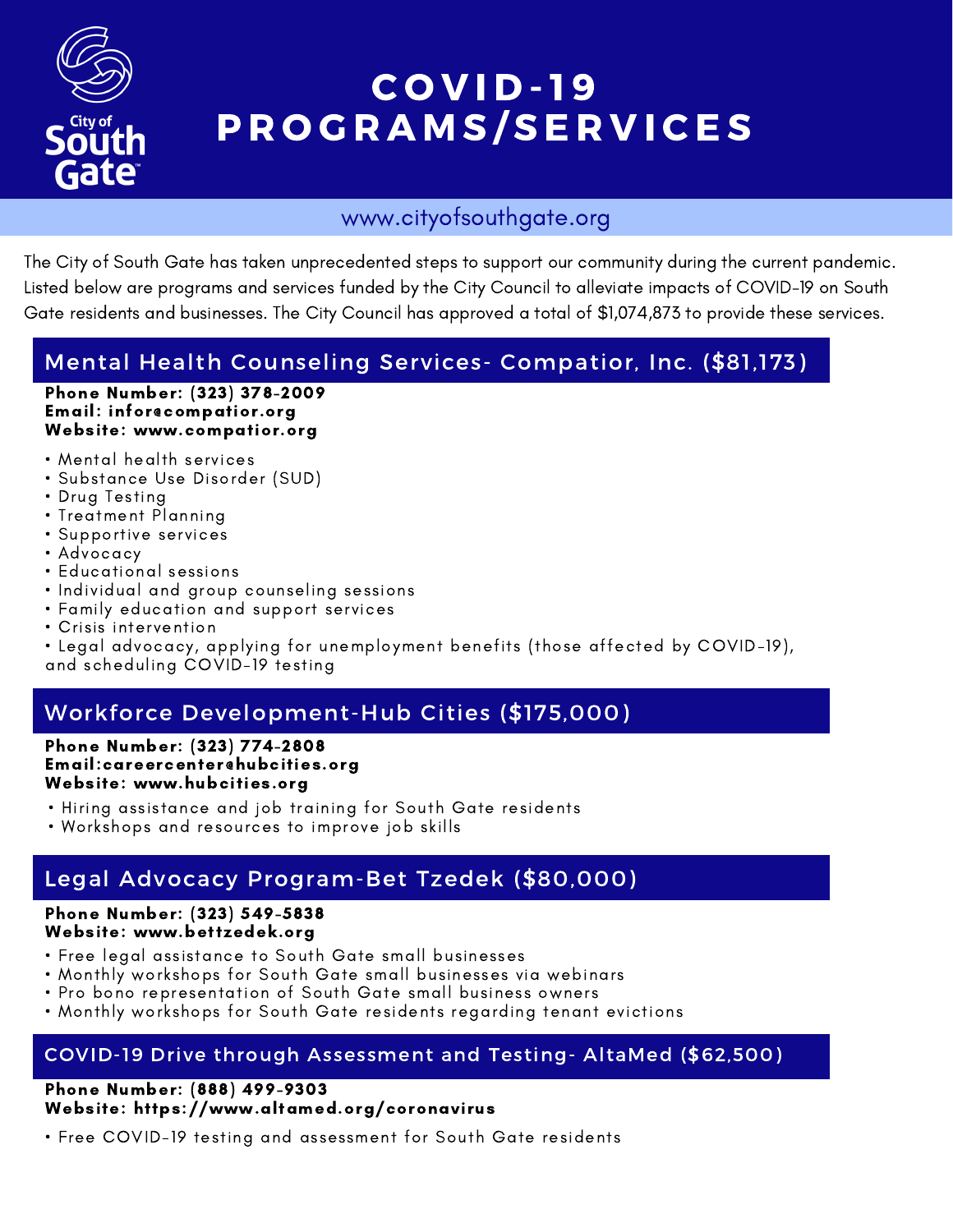# COVID-19 PROGRAMS/SERVICES

www.cityofsouthgate.org

The City of South Gate has taken unprecedented steps to support our community during the current pandemic. Listed below are programs and services funded by the City Council to alleviate impacts of COVID-19 on South Gate residents and businesses. The City Council has approved a total of $1,074,873 to provide these services.

## Mental Health Counseling Services- Compatior, Inc. ($81,173)

**Phone Number: (323) 378-2009**
**Email: infor@compatior.org**
**Website: www.compatior.org**

- Mental health services
- Substance Use Disorder (SUD)
- Drug Testing
- Treatment Planning
- Supportive services
- Advocacy
- Educational sessions
- Individual and group counseling sessions
- Family education and support services
- Crisis intervention
- Legal advocacy, applying for unemployment benefits (those affected by COVID-19), and scheduling COVID-19 testing

## Workforce Development-Hub Cities ($175,000)

**Phone Number: (323) 774-2808**
**Email:careercenter@hubcities.org**
**Website: www.hubcities.org**

- Hiring assistance and job training for South Gate residents
- Workshops and resources to improve job skills

## Legal Advocacy Program-Bet Tzedek ($80,000)

**Phone Number: (323) 549-5838**
**Website: www.bettzedek.org**

- Free legal assistance to South Gate small businesses
- Monthly workshops for South Gate small businesses via webinars
- Pro bono representation of South Gate small business owners
- Monthly workshops for South Gate residents regarding tenant evictions

## COVID-19 Drive through Assessment and Testing- AltaMed ($62,500)

**Phone Number: (888) 499-9303**
**Website: https://www.altamed.org/coronavirus**

- Free COVID-19 testing and assessment for South Gate residents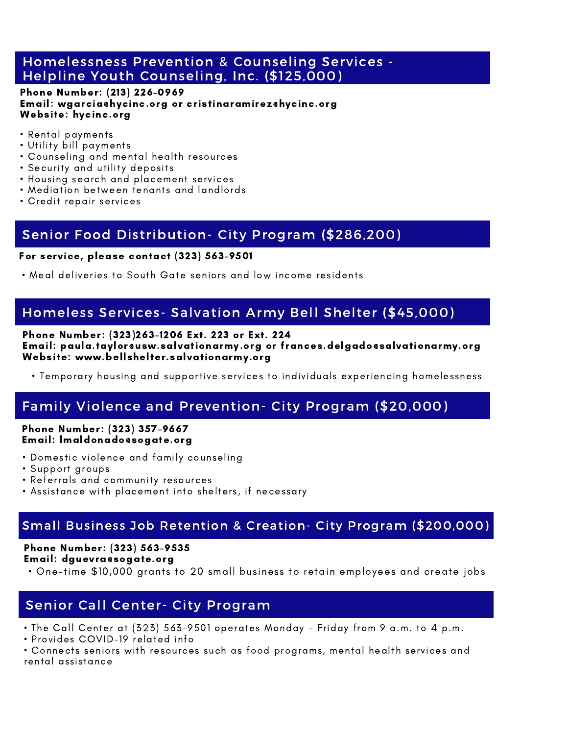## Homelessness Prevention & Counseling Services - Helpline Youth Counseling, Inc. ($125,000)

**Phone Number: (213) 226-0969**
**Email: wgarcia@hycinc.org or cristinaramirez@hycinc.org**
**Website: hycinc.org**

- Rental payments
- Utility bill payments
- Counseling and mental health resources
- Security and utility deposits
- Housing search and placement services
- Mediation between tenants and landlords
- Credit repair services

## Senior Food Distribution- City Program ($286,200)

**For service, please contact (323) 563-9501**

- Meal deliveries to South Gate seniors and low income residents

## Homeless Services- Salvation Army Bell Shelter ($45,000)

**Phone Number: (323)263-1206 Ext. 223 or Ext. 224**
**Email: paula.taylor@usw.salvationarmy.org or frances.delgado@salvationarmy.org**
**Website: www.bellshelter.salvationarmy.org**

- Temporary housing and supportive services to individuals experiencing homelessness

## Family Violence and Prevention- City Program ($20,000)

**Phone Number: (323) 357-9667**
**Email: lmaldonado@sogate.org**

- Domestic violence and family counseling
- Support groups
- Referrals and community resources
- Assistance with placement into shelters, if necessary

## Small Business Job Retention & Creation- City Program ($200,000)

**Phone Number: (323) 563-9535**
**Email: dguevra@sogate.org**

- One-time $10,000 grants to 20 small business to retain employees and create jobs

## Senior Call Center- City Program

- The Call Center at (323) 563-9501 operates Monday – Friday from 9 a.m. to 4 p.m.
- Provides COVID-19 related info
- Connects seniors with resources such as food programs, mental health services and rental assistance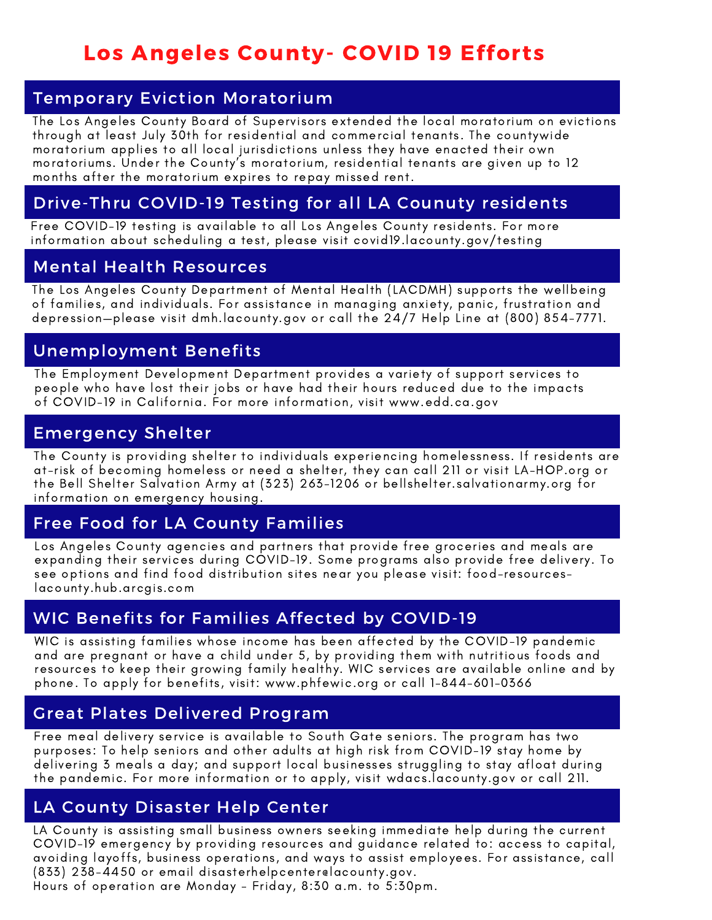# Los Angeles County- COVID 19 Efforts

## Temporary Eviction Moratorium

The Los Angeles County Board of Supervisors extended the local moratorium on evictions through at least July 30th for residential and commercial tenants. The countywide moratorium applies to all local jurisdictions unless they have enacted their own moratoriums. Under the County's moratorium, residential tenants are given up to 12 months after the moratorium expires to repay missed rent.

## Drive-Thru COVID-19 Testing for all LA Counuty residents

Free COVID-19 testing is available to all Los Angeles County residents. For more information about scheduling a test, please visit covid19.lacounty.gov/testing

## Mental Health Resources

The Los Angeles County Department of Mental Health (LACDMH) supports the wellbeing of families, and individuals. For assistance in managing anxiety, panic, frustration and depression—please visit dmh.lacounty.gov or call the 24/7 Help Line at (800) 854-7771.

## Unemployment Benefits

The Employment Development Department provides a variety of support services to people who have lost their jobs or have had their hours reduced due to the impacts of COVID-19 in California. For more information, visit www.edd.ca.gov

## Emergency Shelter

The County is providing shelter to individuals experiencing homelessness. If residents are at-risk of becoming homeless or need a shelter, they can call 211 or visit LA-HOP.org or the Bell Shelter Salvation Army at (323) 263-1206 or bellshelter.salvationarmy.org for information on emergency housing.

## Free Food for LA County Families

Los Angeles County agencies and partners that provide free groceries and meals are expanding their services during COVID-19. Some programs also provide free delivery. To see options and find food distribution sites near you please visit: food-resources-lacounty.hub.arcgis.com

## WIC Benefits for Families Affected by COVID-19

WIC is assisting families whose income has been affected by the COVID-19 pandemic and are pregnant or have a child under 5, by providing them with nutritious foods and resources to keep their growing family healthy. WIC services are available online and by phone. To apply for benefits, visit: www.phfewic.org or call 1-844-601-0366

## Great Plates Delivered Program

Free meal delivery service is available to South Gate seniors. The program has two purposes: To help seniors and other adults at high risk from COVID-19 stay home by delivering 3 meals a day; and support local businesses struggling to stay afloat during the pandemic. For more information or to apply, visit wdacs.lacounty.gov or call 211.

## LA County Disaster Help Center

LA County is assisting small business owners seeking immediate help during the current COVID-19 emergency by providing resources and guidance related to: access to capital, avoiding layoffs, business operations, and ways to assist employees. For assistance, call (833) 238-4450 or email disasterhelpcenter@lacounty.gov.
Hours of operation are Monday - Friday, 8:30 a.m. to 5:30pm.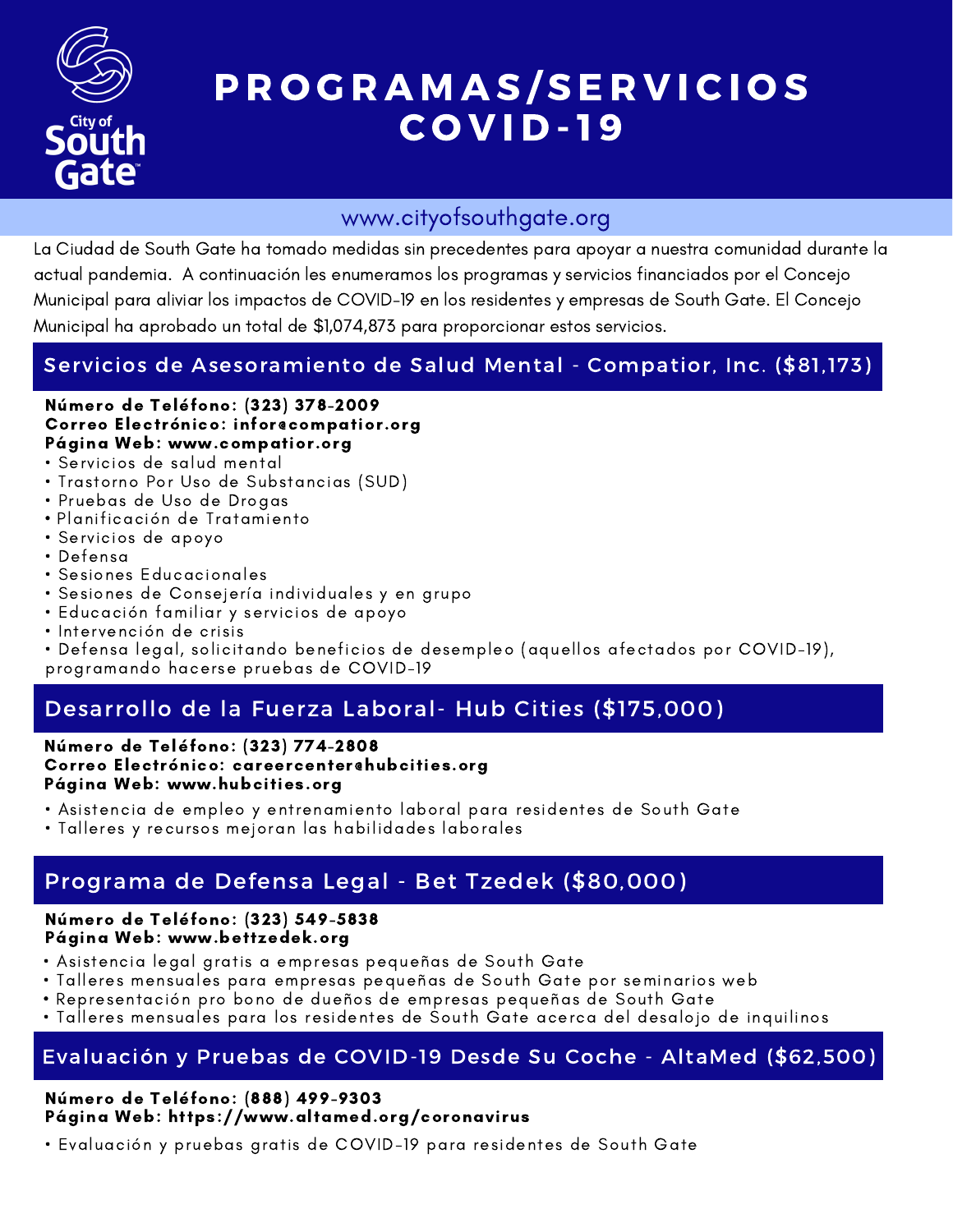# PROGRAMAS/SERVICIOS COVID-19

www.cityofsouthgate.org

La Ciudad de South Gate ha tomado medidas sin precedentes para apoyar a nuestra comunidad durante la actual pandemia. A continuación les enumeramos los programas y servicios financiados por el Concejo Municipal para aliviar los impactos de COVID-19 en los residentes y empresas de South Gate. El Concejo Municipal ha aprobado un total de $1,074,873 para proporcionar estos servicios.

## Servicios de Asesoramiento de Salud Mental - Compatior, Inc. ($81,173)

**Número de Teléfono: (323) 378-2009**
**Correo Electrónico: infor@compatior.org**
**Página Web: www.compatior.org**

- Servicios de salud mental
- Trastorno Por Uso de Substancias (SUD)
- Pruebas de Uso de Drogas
- Planificación de Tratamiento
- Servicios de apoyo
- Defensa
- Sesiones Educacionales
- Sesiones de Consejería individuales y en grupo
- Educación familiar y servicios de apoyo
- Intervención de crisis
- Defensa legal, solicitando beneficios de desempleo (aquellos afectados por COVID-19), programando hacerse pruebas de COVID-19

## Desarrollo de la Fuerza Laboral- Hub Cities ($175,000)

**Número de Teléfono: (323) 774-2808**
**Correo Electrónico: careercenter@hubcities.org**
**Página Web: www.hubcities.org**

- Asistencia de empleo y entrenamiento laboral para residentes de South Gate
- Talleres y recursos mejoran las habilidades laborales

## Programa de Defensa Legal - Bet Tzedek ($80,000)

**Número de Teléfono: (323) 549-5838**
**Página Web: www.bettzedek.org**

- Asistencia legal gratis a empresas pequeñas de South Gate
- Talleres mensuales para empresas pequeñas de South Gate por seminarios web
- Representación pro bono de dueños de empresas pequeñas de South Gate
- Talleres mensuales para los residentes de South Gate acerca del desalojo de inquilinos

## Evaluación y Pruebas de COVID-19 Desde Su Coche - AltaMed ($62,500)

**Número de Teléfono: (888) 499-9303**
**Página Web: https://www.altamed.org/coronavirus**

- Evaluación y pruebas gratis de COVID-19 para residentes de South Gate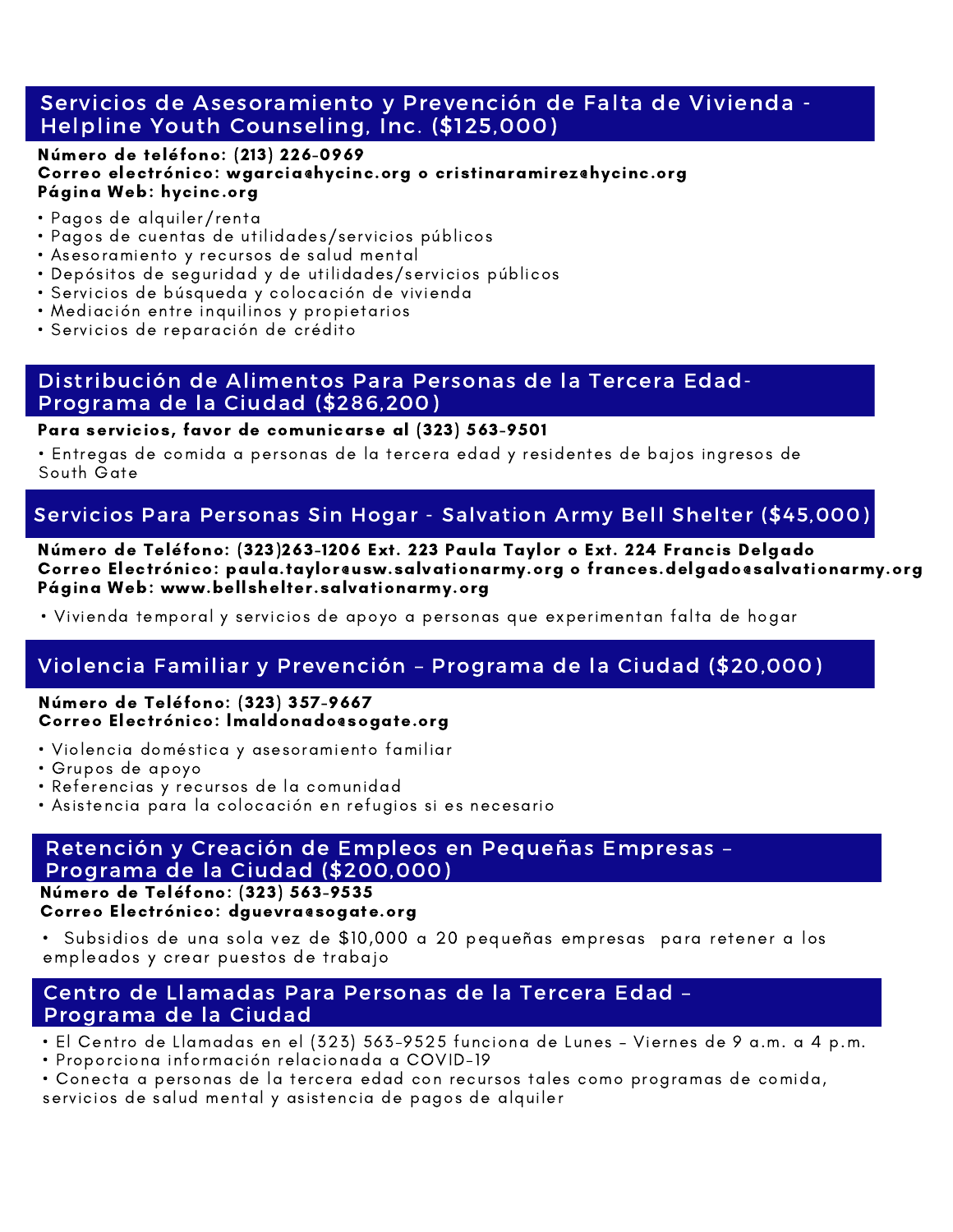## Servicios de Asesoramiento y Prevención de Falta de Vivienda - Helpline Youth Counseling, Inc. ($125,000)

**Número de teléfono: (213) 226-0969**
**Correo electrónico: wgarcia@hycinc.org o cristinaramirez@hycinc.org**
**Página Web: hycinc.org**

- Pagos de alquiler/renta
- Pagos de cuentas de utilidades/servicios públicos
- Asesoramiento y recursos de salud mental
- Depósitos de seguridad y de utilidades/servicios públicos
- Servicios de búsqueda y colocación de vivienda
- Mediación entre inquilinos y propietarios
- Servicios de reparación de crédito

## Distribución de Alimentos Para Personas de la Tercera Edad- Programa de la Ciudad ($286,200)

**Para servicios, favor de comunicarse al (323) 563-9501**

- Entregas de comida a personas de la tercera edad y residentes de bajos ingresos de South Gate

## Servicios Para Personas Sin Hogar - Salvation Army Bell Shelter ($45,000)

**Número de Teléfono: (323)263-1206 Ext. 223 Paula Taylor o Ext. 224 Francis Delgado**
**Correo Electrónico: paula.taylor@usw.salvationarmy.org o frances.delgado@salvationarmy.org**
**Página Web: www.bellshelter.salvationarmy.org**

- Vivienda temporal y servicios de apoyo a personas que experimentan falta de hogar

## Violencia Familiar y Prevención – Programa de la Ciudad ($20,000)

**Número de Teléfono: (323) 357-9667**
**Correo Electrónico: lmaldonado@sogate.org**

- Violencia doméstica y asesoramiento familiar
- Grupos de apoyo
- Referencias y recursos de la comunidad
- Asistencia para la colocación en refugios si es necesario

## Retención y Creación de Empleos en Pequeñas Empresas – Programa de la Ciudad ($200,000)

**Número de Teléfono: (323) 563-9535**
**Correo Electrónico: dguevra@sogate.org**

- Subsidios de una sola vez de $10,000 a 20 pequeñas empresas para retener a los empleados y crear puestos de trabajo

## Centro de Llamadas Para Personas de la Tercera Edad – Programa de la Ciudad

- El Centro de Llamadas en el (323) 563-9525 funciona de Lunes – Viernes de 9 a.m. a 4 p.m.
- Proporciona información relacionada a COVID-19
- Conecta a personas de la tercera edad con recursos tales como programas de comida, servicios de salud mental y asistencia de pagos de alquiler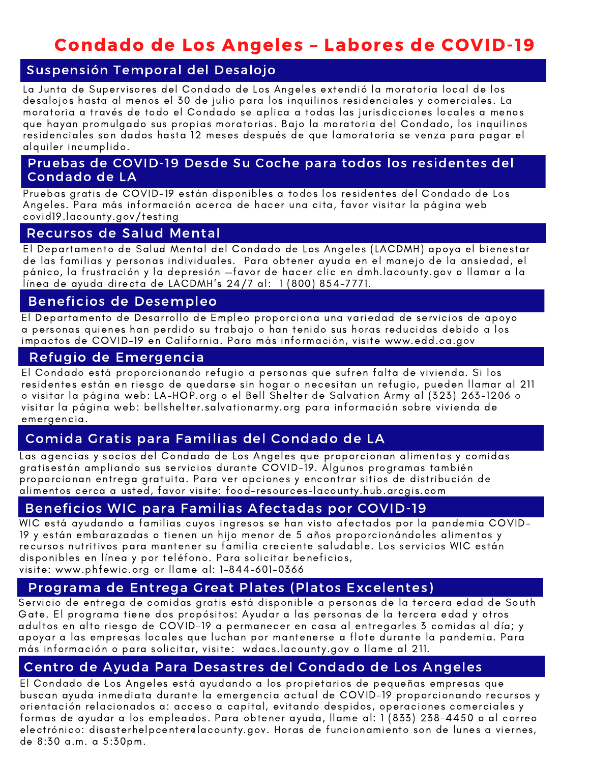# Condado de Los Angeles – Labores de COVID-19

## Suspensión Temporal del Desalojo

La Junta de Supervisores del Condado de Los Angeles extendió la moratoria local de los desalojos hasta al menos el 30 de julio para los inquilinos residenciales y comerciales. La moratoria a través de todo el Condado se aplica a todas las jurisdicciones locales a menos que hayan promulgado sus propias moratorias. Bajo la moratoria del Condado, los inquilinos residenciales son dados hasta 12 meses después de que lamoratoria se venza para pagar el alquiler incumplido.

## Pruebas de COVID-19 Desde Su Coche para todos los residentes del Condado de LA

Pruebas gratis de COVID-19 están disponibles a todos los residentes del Condado de Los Angeles. Para más información acerca de hacer una cita, favor visitar la página web covid19.lacounty.gov/testing

## Recursos de Salud Mental

El Departamento de Salud Mental del Condado de Los Angeles (LACDMH) apoya el bienestar de las familias y personas individuales. Para obtener ayuda en el manejo de la ansiedad, el pánico, la frustración y la depresión —favor de hacer clic en dmh.lacounty.gov o llamar a la línea de ayuda directa de LACDMH's 24/7 al: 1 (800) 854-7771.

## Beneficios de Desempleo

El Departamento de Desarrollo de Empleo proporciona una variedad de servicios de apoyo a personas quienes han perdido su trabajo o han tenido sus horas reducidas debido a los impactos de COVID-19 en California. Para más información, visite www.edd.ca.gov

## Refugio de Emergencia

El Condado está proporcionando refugio a personas que sufren falta de vivienda. Si los residentes están en riesgo de quedarse sin hogar o necesitan un refugio, pueden llamar al 211 o visitar la página web: LA-HOP.org o el Bell Shelter de Salvation Army al (323) 263-1206 o visitar la página web: bellshelter.salvationarmy.org para información sobre vivienda de emergencia.

## Comida Gratis para Familias del Condado de LA

Las agencias y socios del Condado de Los Angeles que proporcionan alimentos y comidas gratisestán ampliando sus servicios durante COVID-19. Algunos programas también proporcionan entrega gratuita. Para ver opciones y encontrar sitios de distribución de alimentos cerca a usted, favor visite: food-resources-lacounty.hub.arcgis.com

## Beneficios WIC para Familias Afectadas por COVID-19

WIC está ayudando a familias cuyos ingresos se han visto afectados por la pandemia COVID-19 y están embarazadas o tienen un hijo menor de 5 años proporcionándoles alimentos y recursos nutritivos para mantener su familia creciente saludable. Los servicios WIC están disponibles en línea y por teléfono. Para solicitar beneficios, visite: www.phfewic.org or llame al: 1-844-601-0366

## Programa de Entrega Great Plates (Platos Excelentes)

Servicio de entrega de comidas gratis está disponible a personas de la tercera edad de South Gate. El programa tiene dos propósitos: Ayudar a las personas de la tercera edad y otros adultos en alto riesgo de COVID-19 a permanecer en casa al entregarles 3 comidas al día; y apoyar a las empresas locales que luchan por mantenerse a flote durante la pandemia. Para más información o para solicitar, visite: wdacs.lacounty.gov o llame al 211.

## Centro de Ayuda Para Desastres del Condado de Los Angeles

El Condado de Los Angeles está ayudando a los propietarios de pequeñas empresas que buscan ayuda inmediata durante la emergencia actual de COVID-19 proporcionando recursos y orientación relacionados a: acceso a capital, evitando despidos, operaciones comerciales y formas de ayudar a los empleados. Para obtener ayuda, llame al: 1 (833) 238-4450 o al correo electrónico: disasterhelpcenter@lacounty.gov. Horas de funcionamiento son de lunes a viernes, de 8:30 a.m. a 5:30pm.